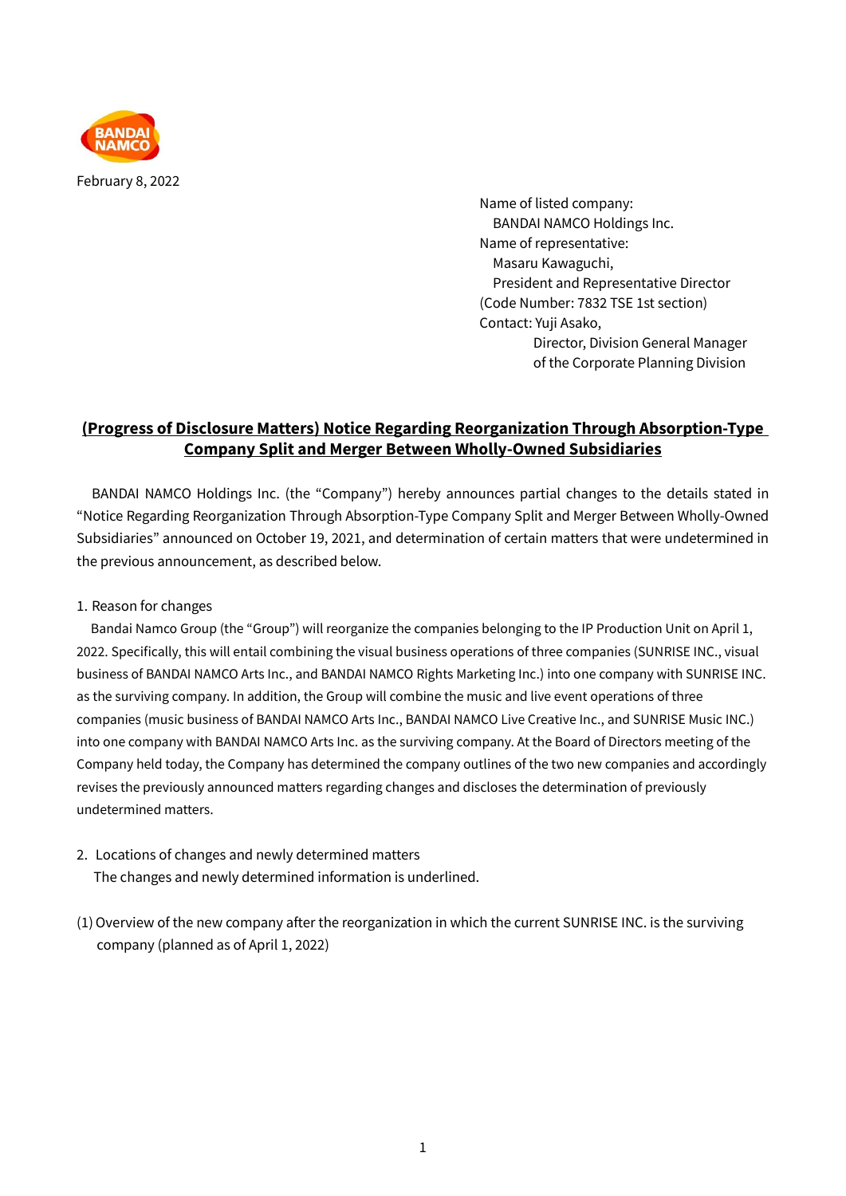February 8, 2022

Name of listed company:
BANDAI NAMCO Holdings Inc.
Name of representative:
Masaru Kawaguchi,
President and Representative Director
(Code Number: 7832 TSE 1st section)
Contact: Yuji Asako,
Director, Division General Manager
of the Corporate Planning Division

## (Progress of Disclosure Matters) Notice Regarding Reorganization Through Absorption-Type Company Split and Merger Between Wholly-Owned Subsidiaries

BANDAI NAMCO Holdings Inc. (the "Company") hereby announces partial changes to the details stated in "Notice Regarding Reorganization Through Absorption-Type Company Split and Merger Between Wholly-Owned Subsidiaries" announced on October 19, 2021, and determination of certain matters that were undetermined in the previous announcement, as described below.

1. Reason for changes

Bandai Namco Group (the "Group") will reorganize the companies belonging to the IP Production Unit on April 1, 2022. Specifically, this will entail combining the visual business operations of three companies (SUNRISE INC., visual business of BANDAI NAMCO Arts Inc., and BANDAI NAMCO Rights Marketing Inc.) into one company with SUNRISE INC. as the surviving company. In addition, the Group will combine the music and live event operations of three companies (music business of BANDAI NAMCO Arts Inc., BANDAI NAMCO Live Creative Inc., and SUNRISE Music INC.) into one company with BANDAI NAMCO Arts Inc. as the surviving company. At the Board of Directors meeting of the Company held today, the Company has determined the company outlines of the two new companies and accordingly revises the previously announced matters regarding changes and discloses the determination of previously undetermined matters.

2. Locations of changes and newly determined matters

The changes and newly determined information is underlined.

(1) Overview of the new company after the reorganization in which the current SUNRISE INC. is the surviving company (planned as of April 1, 2022)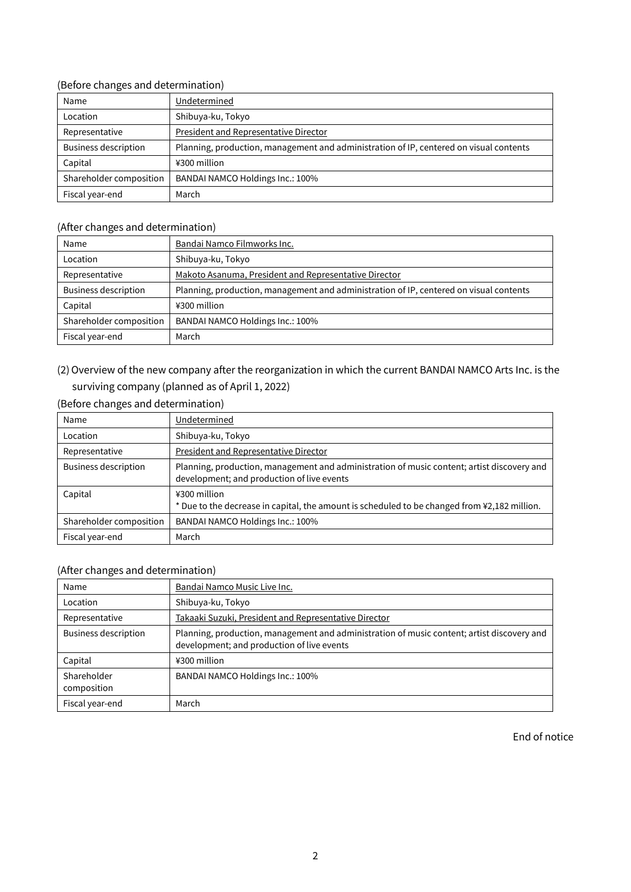(Before changes and determination)

| | |
|---|---|
| Name | Undetermined |
| Location | Shibuya-ku, Tokyo |
| Representative | President and Representative Director |
| Business description | Planning, production, management and administration of IP, centered on visual contents |
| Capital | ¥300 million |
| Shareholder composition | BANDAI NAMCO Holdings Inc.: 100% |
| Fiscal year-end | March |

(After changes and determination)

| | |
|---|---|
| Name | Bandai Namco Filmworks Inc. |
| Location | Shibuya-ku, Tokyo |
| Representative | Makoto Asanuma, President and Representative Director |
| Business description | Planning, production, management and administration of IP, centered on visual contents |
| Capital | ¥300 million |
| Shareholder composition | BANDAI NAMCO Holdings Inc.: 100% |
| Fiscal year-end | March |

(2) Overview of the new company after the reorganization in which the current BANDAI NAMCO Arts Inc. is the surviving company (planned as of April 1, 2022)

(Before changes and determination)

| | |
|---|---|
| Name | Undetermined |
| Location | Shibuya-ku, Tokyo |
| Representative | President and Representative Director |
| Business description | Planning, production, management and administration of music content; artist discovery and development; and production of live events |
| Capital | ¥300 million<br>* Due to the decrease in capital, the amount is scheduled to be changed from ¥2,182 million. |
| Shareholder composition | BANDAI NAMCO Holdings Inc.: 100% |
| Fiscal year-end | March |

(After changes and determination)

| | |
|---|---|
| Name | Bandai Namco Music Live Inc. |
| Location | Shibuya-ku, Tokyo |
| Representative | Takaaki Suzuki, President and Representative Director |
| Business description | Planning, production, management and administration of music content; artist discovery and development; and production of live events |
| Capital | ¥300 million |
| Shareholder composition | BANDAI NAMCO Holdings Inc.: 100% |
| Fiscal year-end | March |

End of notice